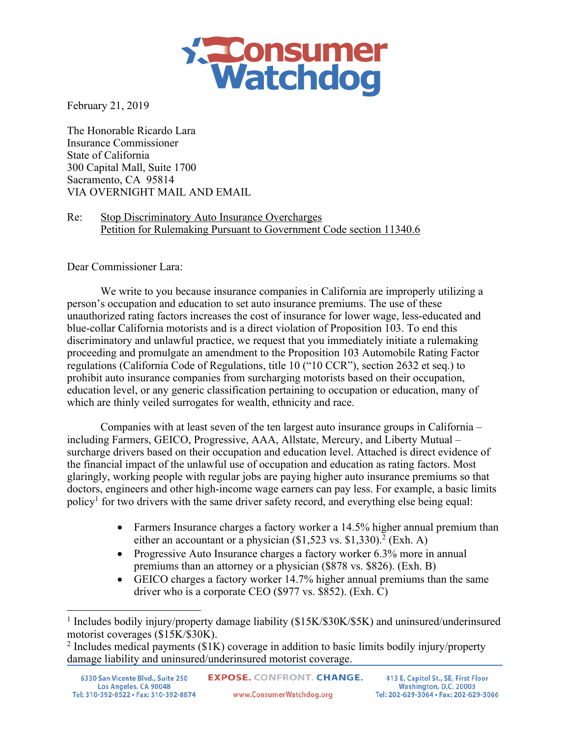Consumer Watchdog

February 21, 2019

The Honorable Ricardo Lara
Insurance Commissioner
State of California
300 Capital Mall, Suite 1700
Sacramento, CA 95814
VIA OVERNIGHT MAIL AND EMAIL

Re: Stop Discriminatory Auto Insurance Overcharges
Petition for Rulemaking Pursuant to Government Code section 11340.6

Dear Commissioner Lara:

We write to you because insurance companies in California are improperly utilizing a person's occupation and education to set auto insurance premiums. The use of these unauthorized rating factors increases the cost of insurance for lower wage, less-educated and blue-collar California motorists and is a direct violation of Proposition 103. To end this discriminatory and unlawful practice, we request that you immediately initiate a rulemaking proceeding and promulgate an amendment to the Proposition 103 Automobile Rating Factor regulations (California Code of Regulations, title 10 ("10 CCR"), section 2632 et seq.) to prohibit auto insurance companies from surcharging motorists based on their occupation, education level, or any generic classification pertaining to occupation or education, many of which are thinly veiled surrogates for wealth, ethnicity and race.

Companies with at least seven of the ten largest auto insurance groups in California – including Farmers, GEICO, Progressive, AAA, Allstate, Mercury, and Liberty Mutual – surcharge drivers based on their occupation and education level. Attached is direct evidence of the financial impact of the unlawful use of occupation and education as rating factors. Most glaringly, working people with regular jobs are paying higher auto insurance premiums so that doctors, engineers and other high-income wage earners can pay less. For example, a basic limits policy[1] for two drivers with the same driver safety record, and everything else being equal:

- Farmers Insurance charges a factory worker a 14.5% higher annual premium than either an accountant or a physician ($1,523 vs. $1,330).[2] (Exh. A)
- Progressive Auto Insurance charges a factory worker 6.3% more in annual premiums than an attorney or a physician ($878 vs. $826). (Exh. B)
- GEICO charges a factory worker 14.7% higher annual premiums than the same driver who is a corporate CEO ($977 vs. $852). (Exh. C)

[1] Includes bodily injury/property damage liability ($15K/$30K/$5K) and uninsured/underinsured motorist coverages ($15K/$30K).

[2] Includes medical payments ($1K) coverage in addition to basic limits bodily injury/property damage liability and uninsured/underinsured motorist coverage.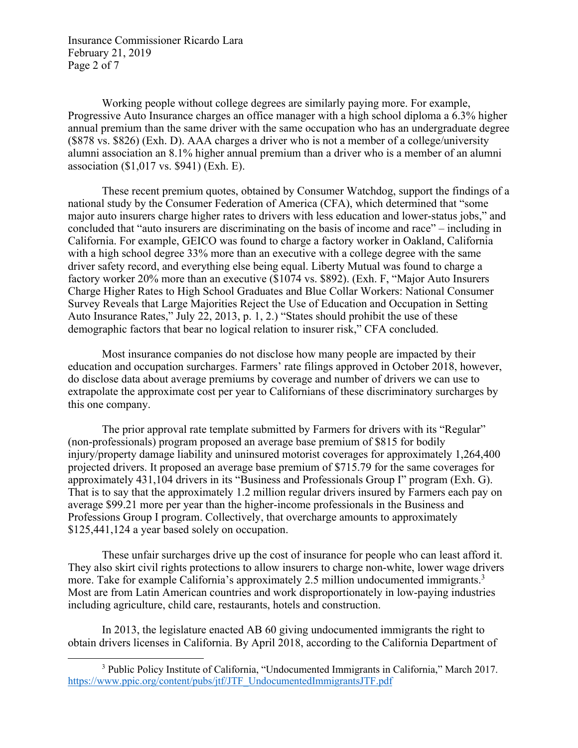Working people without college degrees are similarly paying more. For example, Progressive Auto Insurance charges an office manager with a high school diploma a 6.3% higher annual premium than the same driver with the same occupation who has an undergraduate degree ($878 vs. $826) (Exh. D). AAA charges a driver who is not a member of a college/university alumni association an 8.1% higher annual premium than a driver who is a member of an alumni association ($1,017 vs. $941) (Exh. E).

These recent premium quotes, obtained by Consumer Watchdog, support the findings of a national study by the Consumer Federation of America (CFA), which determined that "some major auto insurers charge higher rates to drivers with less education and lower-status jobs," and concluded that "auto insurers are discriminating on the basis of income and race" – including in California. For example, GEICO was found to charge a factory worker in Oakland, California with a high school degree 33% more than an executive with a college degree with the same driver safety record, and everything else being equal. Liberty Mutual was found to charge a factory worker 20% more than an executive ($1074 vs. $892). (Exh. F, "Major Auto Insurers Charge Higher Rates to High School Graduates and Blue Collar Workers: National Consumer Survey Reveals that Large Majorities Reject the Use of Education and Occupation in Setting Auto Insurance Rates," July 22, 2013, p. 1, 2.) "States should prohibit the use of these demographic factors that bear no logical relation to insurer risk," CFA concluded.

Most insurance companies do not disclose how many people are impacted by their education and occupation surcharges. Farmers' rate filings approved in October 2018, however, do disclose data about average premiums by coverage and number of drivers we can use to extrapolate the approximate cost per year to Californians of these discriminatory surcharges by this one company.

The prior approval rate template submitted by Farmers for drivers with its "Regular" (non-professionals) program proposed an average base premium of $815 for bodily injury/property damage liability and uninsured motorist coverages for approximately 1,264,400 projected drivers. It proposed an average base premium of $715.79 for the same coverages for approximately 431,104 drivers in its "Business and Professionals Group I" program (Exh. G). That is to say that the approximately 1.2 million regular drivers insured by Farmers each pay on average $99.21 more per year than the higher-income professionals in the Business and Professions Group I program. Collectively, that overcharge amounts to approximately $125,441,124 a year based solely on occupation.

These unfair surcharges drive up the cost of insurance for people who can least afford it. They also skirt civil rights protections to allow insurers to charge non-white, lower wage drivers more. Take for example California's approximately 2.5 million undocumented immigrants.[3] Most are from Latin American countries and work disproportionately in low-paying industries including agriculture, child care, restaurants, hotels and construction.

In 2013, the legislature enacted AB 60 giving undocumented immigrants the right to obtain drivers licenses in California. By April 2018, according to the California Department of

[3] Public Policy Institute of California, "Undocumented Immigrants in California," March 2017. https://www.ppic.org/content/pubs/jtf/JTF_UndocumentedImmigrantsJTF.pdf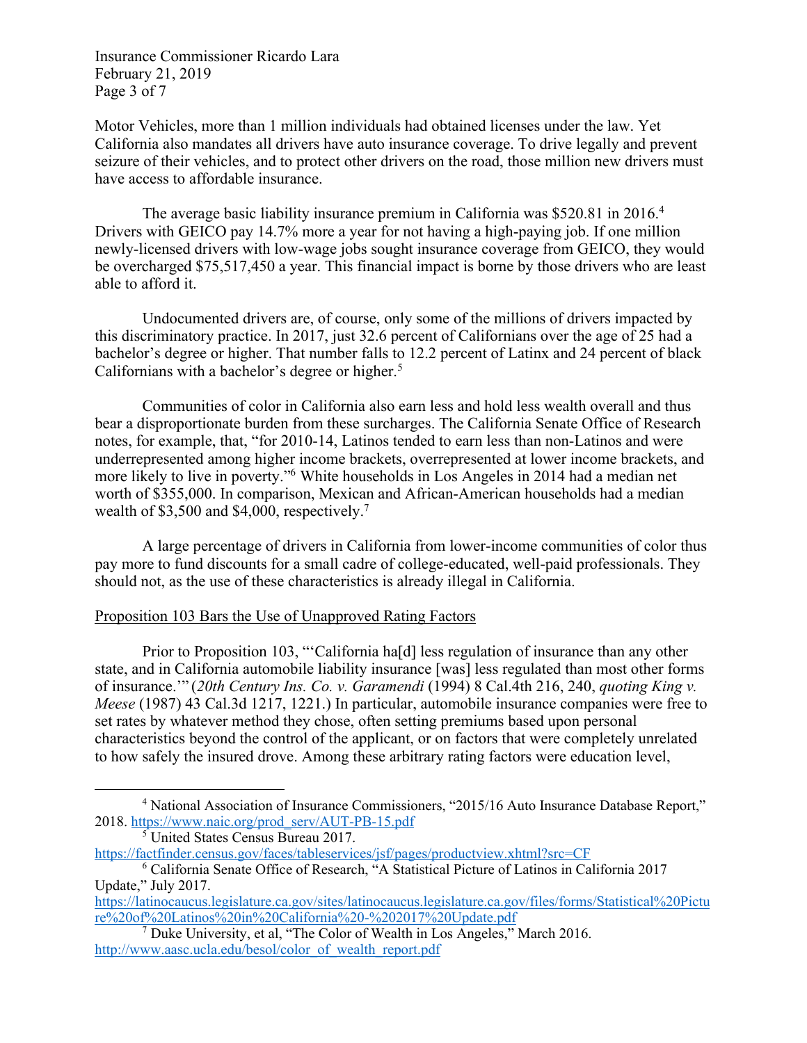Motor Vehicles, more than 1 million individuals had obtained licenses under the law. Yet California also mandates all drivers have auto insurance coverage. To drive legally and prevent seizure of their vehicles, and to protect other drivers on the road, those million new drivers must have access to affordable insurance.

The average basic liability insurance premium in California was $520.81 in 2016.[4] Drivers with GEICO pay 14.7% more a year for not having a high-paying job. If one million newly-licensed drivers with low-wage jobs sought insurance coverage from GEICO, they would be overcharged $75,517,450 a year. This financial impact is borne by those drivers who are least able to afford it.

Undocumented drivers are, of course, only some of the millions of drivers impacted by this discriminatory practice. In 2017, just 32.6 percent of Californians over the age of 25 had a bachelor's degree or higher. That number falls to 12.2 percent of Latinx and 24 percent of black Californians with a bachelor's degree or higher.[5]

Communities of color in California also earn less and hold less wealth overall and thus bear a disproportionate burden from these surcharges. The California Senate Office of Research notes, for example, that, "for 2010-14, Latinos tended to earn less than non-Latinos and were underrepresented among higher income brackets, overrepresented at lower income brackets, and more likely to live in poverty."[6] White households in Los Angeles in 2014 had a median net worth of $355,000. In comparison, Mexican and African-American households had a median wealth of $3,500 and $4,000, respectively.[7]

A large percentage of drivers in California from lower-income communities of color thus pay more to fund discounts for a small cadre of college-educated, well-paid professionals. They should not, as the use of these characteristics is already illegal in California.

<u>Proposition 103 Bars the Use of Unapproved Rating Factors</u>

Prior to Proposition 103, "'California ha[d] less regulation of insurance than any other state, and in California automobile liability insurance [was] less regulated than most other forms of insurance.'" (*20th Century Ins. Co. v. Garamendi* (1994) 8 Cal.4th 216, 240, *quoting King v. Meese* (1987) 43 Cal.3d 1217, 1221.) In particular, automobile insurance companies were free to set rates by whatever method they chose, often setting premiums based upon personal characteristics beyond the control of the applicant, or on factors that were completely unrelated to how safely the insured drove. Among these arbitrary rating factors were education level,

---

[4] National Association of Insurance Commissioners, "2015/16 Auto Insurance Database Report," 2018. https://www.naic.org/prod_serv/AUT-PB-15.pdf

[5] United States Census Bureau 2017. https://factfinder.census.gov/faces/tableservices/jsf/pages/productview.xhtml?src=CF

[6] California Senate Office of Research, "A Statistical Picture of Latinos in California 2017 Update," July 2017. https://latinocaucus.legislature.ca.gov/sites/latinocaucus.legislature.ca.gov/files/forms/Statistical%20Picture%20of%20Latinos%20in%20California%20-%202017%20Update.pdf

[7] Duke University, et al, "The Color of Wealth in Los Angeles," March 2016. http://www.aasc.ucla.edu/besol/color_of_wealth_report.pdf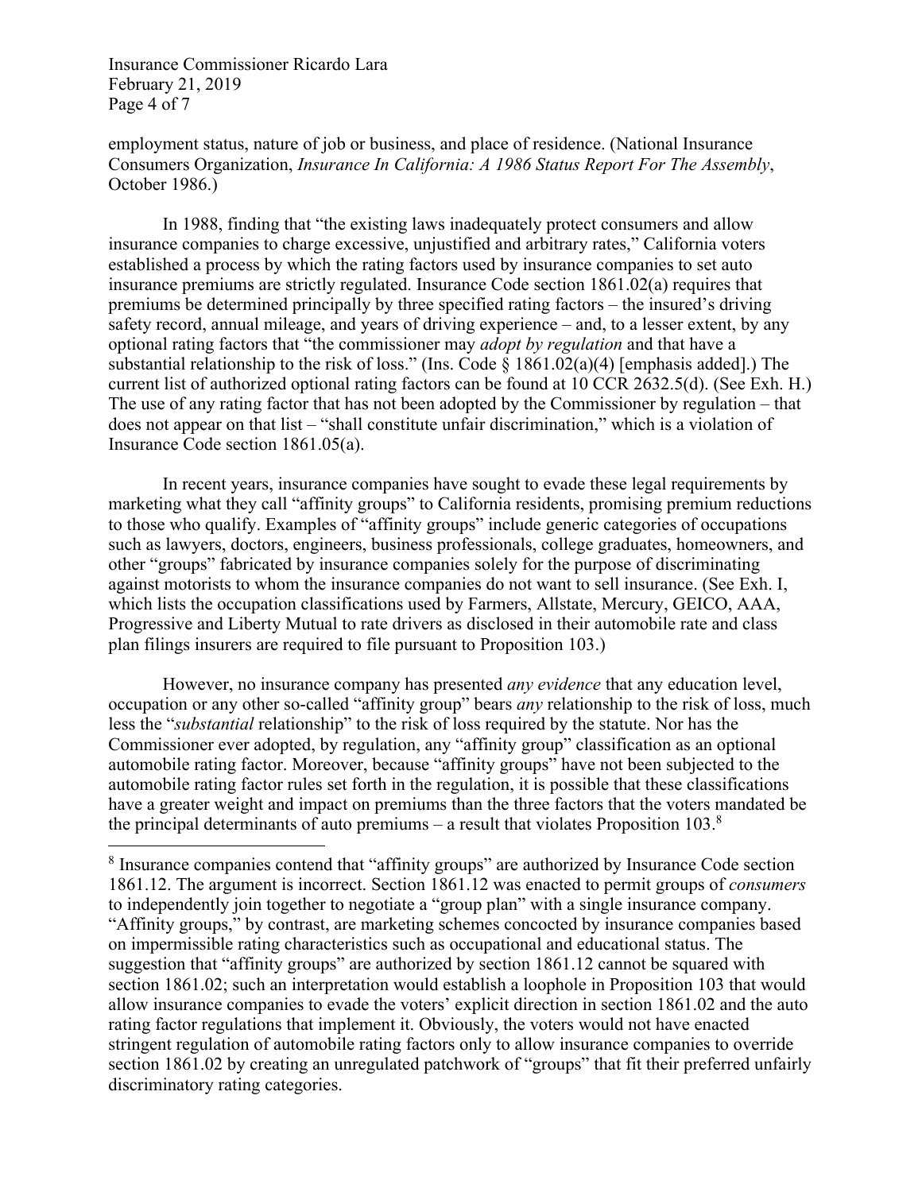employment status, nature of job or business, and place of residence. (National Insurance Consumers Organization, *Insurance In California: A 1986 Status Report For The Assembly*, October 1986.)

In 1988, finding that "the existing laws inadequately protect consumers and allow insurance companies to charge excessive, unjustified and arbitrary rates," California voters established a process by which the rating factors used by insurance companies to set auto insurance premiums are strictly regulated. Insurance Code section 1861.02(a) requires that premiums be determined principally by three specified rating factors – the insured's driving safety record, annual mileage, and years of driving experience – and, to a lesser extent, by any optional rating factors that "the commissioner may *adopt by regulation* and that have a substantial relationship to the risk of loss." (Ins. Code § 1861.02(a)(4) [emphasis added].) The current list of authorized optional rating factors can be found at 10 CCR 2632.5(d). (See Exh. H.) The use of any rating factor that has not been adopted by the Commissioner by regulation – that does not appear on that list – "shall constitute unfair discrimination," which is a violation of Insurance Code section 1861.05(a).

In recent years, insurance companies have sought to evade these legal requirements by marketing what they call "affinity groups" to California residents, promising premium reductions to those who qualify. Examples of "affinity groups" include generic categories of occupations such as lawyers, doctors, engineers, business professionals, college graduates, homeowners, and other "groups" fabricated by insurance companies solely for the purpose of discriminating against motorists to whom the insurance companies do not want to sell insurance. (See Exh. I, which lists the occupation classifications used by Farmers, Allstate, Mercury, GEICO, AAA, Progressive and Liberty Mutual to rate drivers as disclosed in their automobile rate and class plan filings insurers are required to file pursuant to Proposition 103.)

However, no insurance company has presented *any evidence* that any education level, occupation or any other so-called "affinity group" bears *any* relationship to the risk of loss, much less the "*substantial* relationship" to the risk of loss required by the statute. Nor has the Commissioner ever adopted, by regulation, any "affinity group" classification as an optional automobile rating factor. Moreover, because "affinity groups" have not been subjected to the automobile rating factor rules set forth in the regulation, it is possible that these classifications have a greater weight and impact on premiums than the three factors that the voters mandated be the principal determinants of auto premiums – a result that violates Proposition 103.[8]

---

[8] Insurance companies contend that "affinity groups" are authorized by Insurance Code section 1861.12. The argument is incorrect. Section 1861.12 was enacted to permit groups of *consumers* to independently join together to negotiate a "group plan" with a single insurance company. "Affinity groups," by contrast, are marketing schemes concocted by insurance companies based on impermissible rating characteristics such as occupational and educational status. The suggestion that "affinity groups" are authorized by section 1861.12 cannot be squared with section 1861.02; such an interpretation would establish a loophole in Proposition 103 that would allow insurance companies to evade the voters' explicit direction in section 1861.02 and the auto rating factor regulations that implement it. Obviously, the voters would not have enacted stringent regulation of automobile rating factors only to allow insurance companies to override section 1861.02 by creating an unregulated patchwork of "groups" that fit their preferred unfairly discriminatory rating categories.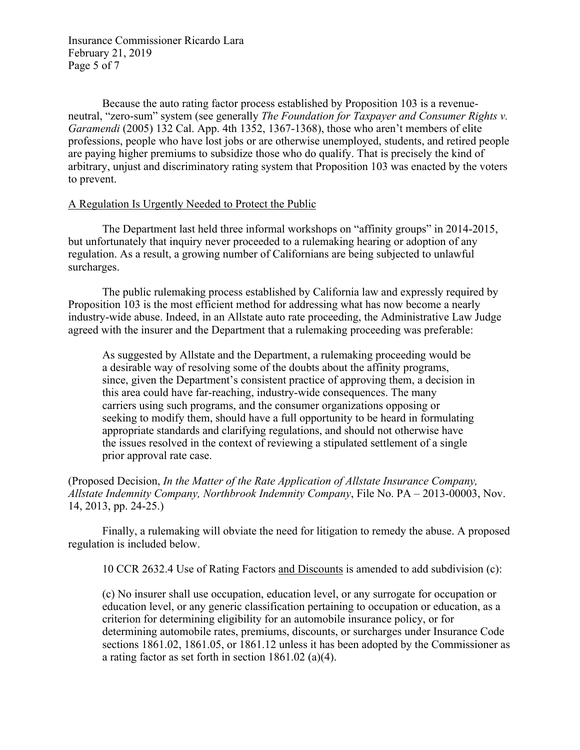Because the auto rating factor process established by Proposition 103 is a revenue-neutral, "zero-sum" system (see generally *The Foundation for Taxpayer and Consumer Rights v. Garamendi* (2005) 132 Cal. App. 4th 1352, 1367-1368), those who aren't members of elite professions, people who have lost jobs or are otherwise unemployed, students, and retired people are paying higher premiums to subsidize those who do qualify. That is precisely the kind of arbitrary, unjust and discriminatory rating system that Proposition 103 was enacted by the voters to prevent.

<u>A Regulation Is Urgently Needed to Protect the Public</u>

The Department last held three informal workshops on "affinity groups" in 2014-2015, but unfortunately that inquiry never proceeded to a rulemaking hearing or adoption of any regulation. As a result, a growing number of Californians are being subjected to unlawful surcharges.

The public rulemaking process established by California law and expressly required by Proposition 103 is the most efficient method for addressing what has now become a nearly industry-wide abuse. Indeed, in an Allstate auto rate proceeding, the Administrative Law Judge agreed with the insurer and the Department that a rulemaking proceeding was preferable:

> As suggested by Allstate and the Department, a rulemaking proceeding would be a desirable way of resolving some of the doubts about the affinity programs, since, given the Department's consistent practice of approving them, a decision in this area could have far-reaching, industry-wide consequences. The many carriers using such programs, and the consumer organizations opposing or seeking to modify them, should have a full opportunity to be heard in formulating appropriate standards and clarifying regulations, and should not otherwise have the issues resolved in the context of reviewing a stipulated settlement of a single prior approval rate case.

(Proposed Decision, *In the Matter of the Rate Application of Allstate Insurance Company, Allstate Indemnity Company, Northbrook Indemnity Company*, File No. PA – 2013-00003, Nov. 14, 2013, pp. 24-25.)

Finally, a rulemaking will obviate the need for litigation to remedy the abuse. A proposed regulation is included below.

> 10 CCR 2632.4 Use of Rating Factors <u>and Discounts</u> is amended to add subdivision (c):
>
> (c) No insurer shall use occupation, education level, or any surrogate for occupation or education level, or any generic classification pertaining to occupation or education, as a criterion for determining eligibility for an automobile insurance policy, or for determining automobile rates, premiums, discounts, or surcharges under Insurance Code sections 1861.02, 1861.05, or 1861.12 unless it has been adopted by the Commissioner as a rating factor as set forth in section 1861.02 (a)(4).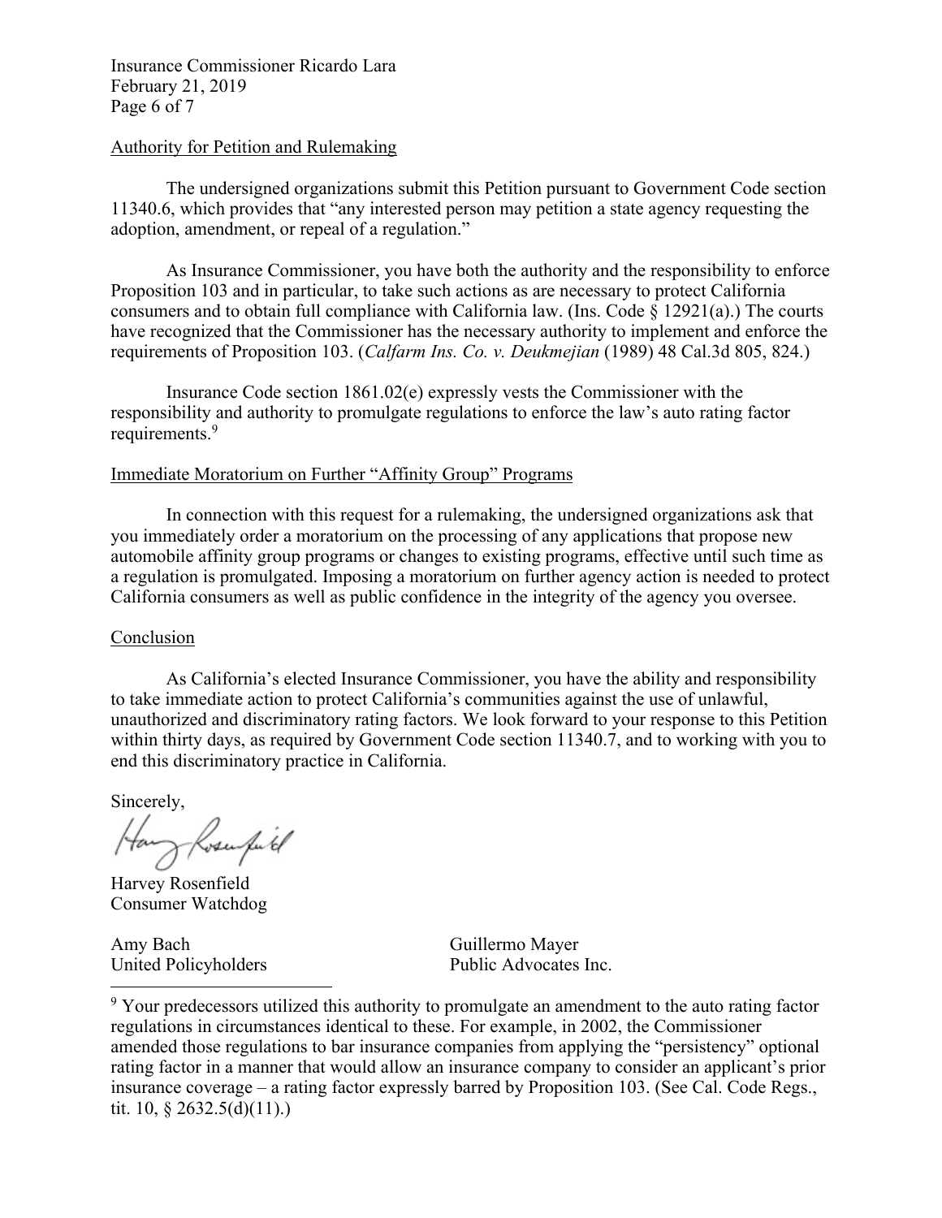Authority for Petition and Rulemaking

The undersigned organizations submit this Petition pursuant to Government Code section 11340.6, which provides that "any interested person may petition a state agency requesting the adoption, amendment, or repeal of a regulation."

As Insurance Commissioner, you have both the authority and the responsibility to enforce Proposition 103 and in particular, to take such actions as are necessary to protect California consumers and to obtain full compliance with California law. (Ins. Code § 12921(a).) The courts have recognized that the Commissioner has the necessary authority to implement and enforce the requirements of Proposition 103. (*Calfarm Ins. Co. v. Deukmejian* (1989) 48 Cal.3d 805, 824.)

Insurance Code section 1861.02(e) expressly vests the Commissioner with the responsibility and authority to promulgate regulations to enforce the law's auto rating factor requirements.[9]

Immediate Moratorium on Further "Affinity Group" Programs

In connection with this request for a rulemaking, the undersigned organizations ask that you immediately order a moratorium on the processing of any applications that propose new automobile affinity group programs or changes to existing programs, effective until such time as a regulation is promulgated. Imposing a moratorium on further agency action is needed to protect California consumers as well as public confidence in the integrity of the agency you oversee.

Conclusion

As California's elected Insurance Commissioner, you have the ability and responsibility to take immediate action to protect California's communities against the use of unlawful, unauthorized and discriminatory rating factors. We look forward to your response to this Petition within thirty days, as required by Government Code section 11340.7, and to working with you to end this discriminatory practice in California.

Sincerely,

Harvey Rosenfield
Consumer Watchdog

Amy Bach
United Policyholders

Guillermo Mayer
Public Advocates Inc.

---

[9] Your predecessors utilized this authority to promulgate an amendment to the auto rating factor regulations in circumstances identical to these. For example, in 2002, the Commissioner amended those regulations to bar insurance companies from applying the "persistency" optional rating factor in a manner that would allow an insurance company to consider an applicant's prior insurance coverage – a rating factor expressly barred by Proposition 103. (See Cal. Code Regs., tit. 10, § 2632.5(d)(11).)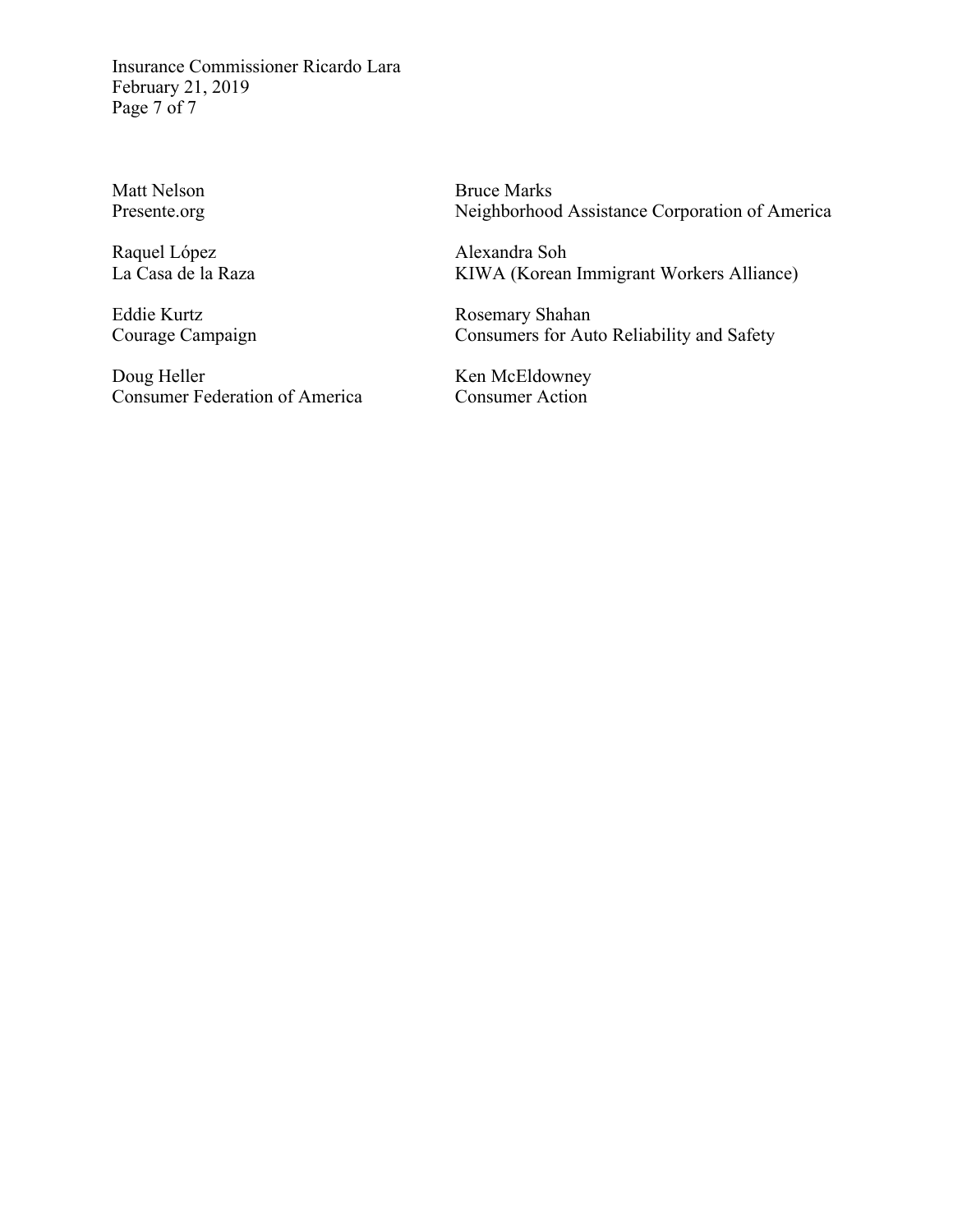Matt Nelson
Presente.org

Raquel López
La Casa de la Raza

Eddie Kurtz
Courage Campaign

Doug Heller
Consumer Federation of America

Bruce Marks
Neighborhood Assistance Corporation of America

Alexandra Soh
KIWA (Korean Immigrant Workers Alliance)

Rosemary Shahan
Consumers for Auto Reliability and Safety

Ken McEldowney
Consumer Action